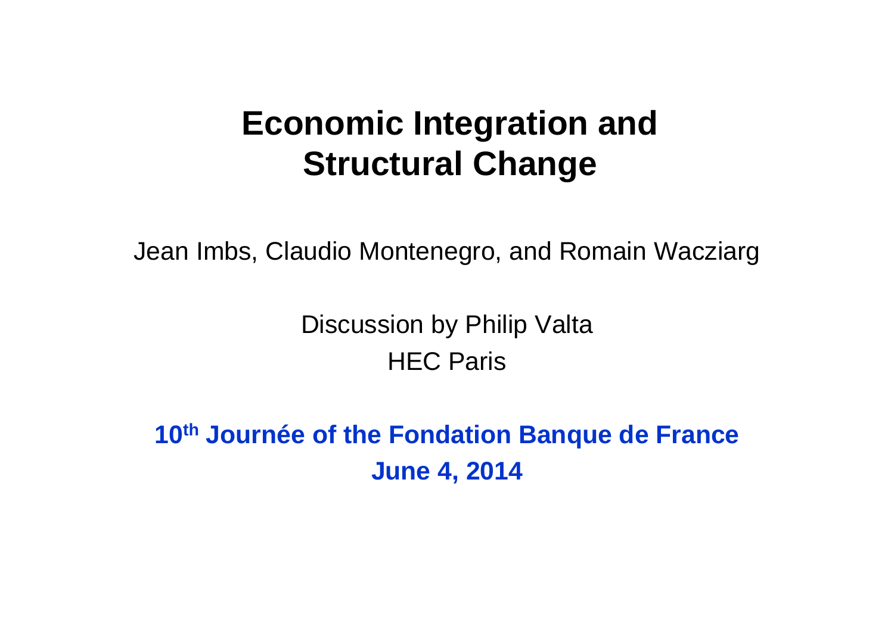# Economic Integration and Structural Change

Jean Imbs, Claudio Montenegro, and Romain Wacziarg

Discussion by Philip Valta
HEC Paris

**10th Journée of the Fondation Banque de France**
**June 4, 2014**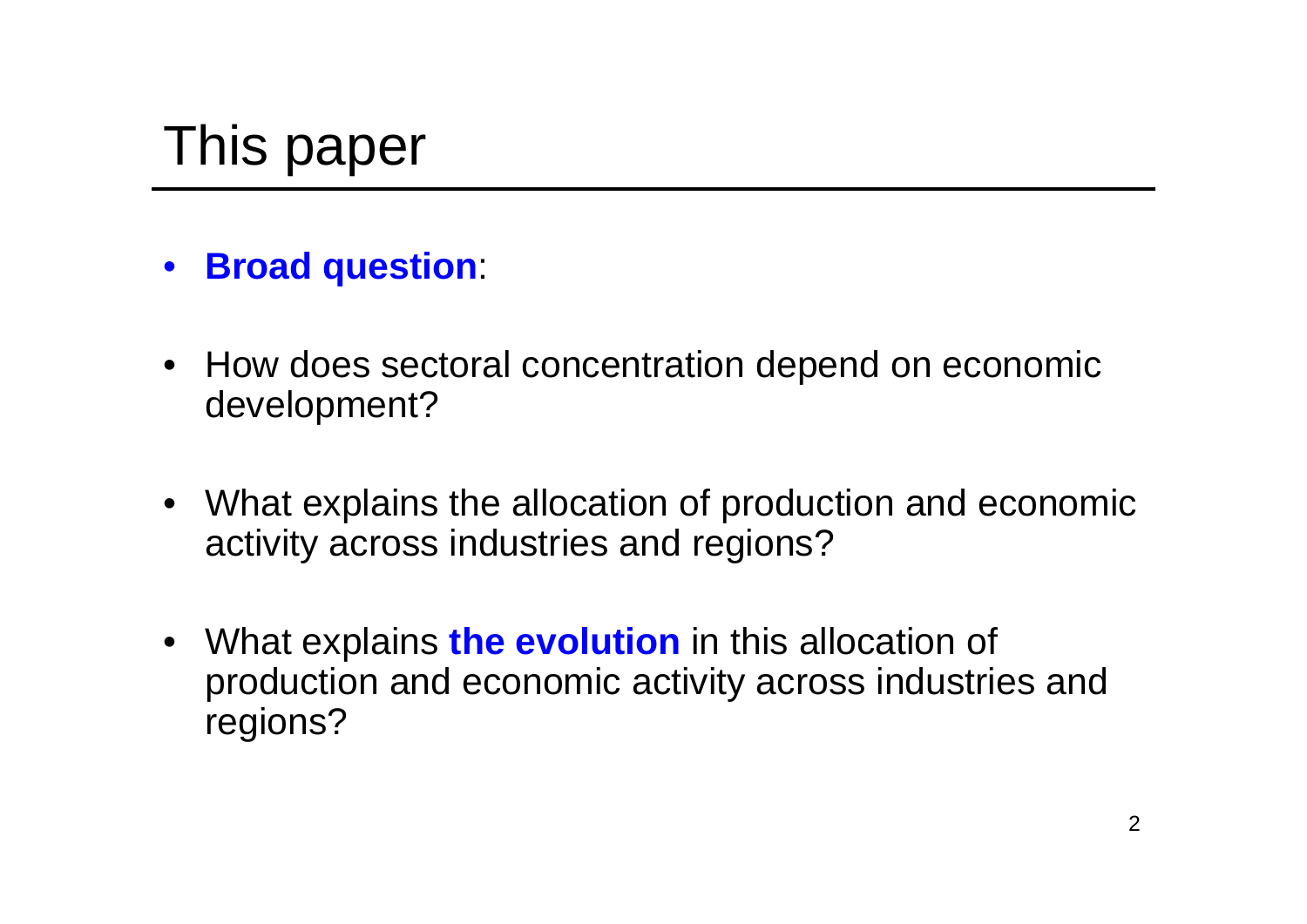# This paper

- **Broad question**:
- How does sectoral concentration depend on economic development?
- What explains the allocation of production and economic activity across industries and regions?
- What explains **the evolution** in this allocation of production and economic activity across industries and regions?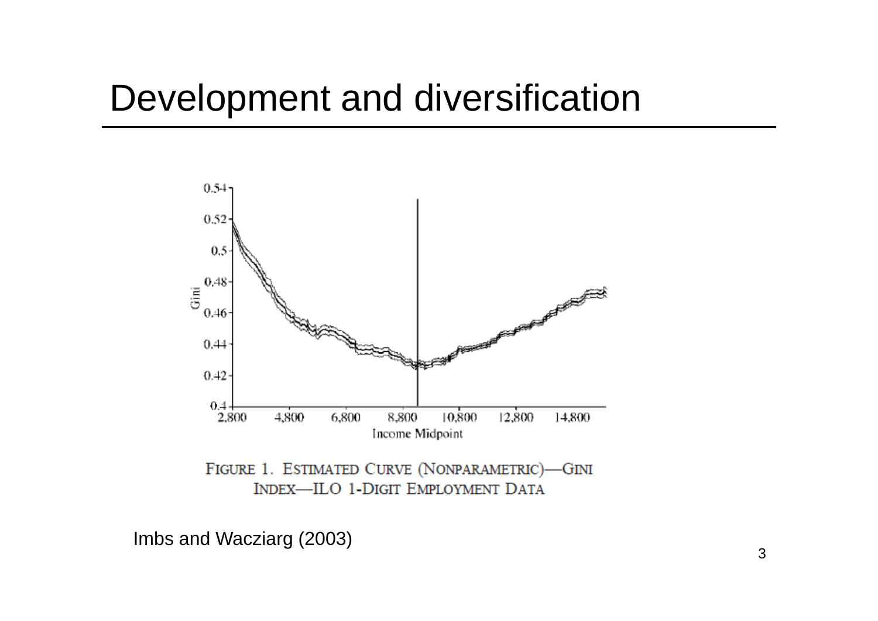# Development and diversification

FIGURE 1. ESTIMATED CURVE (NONPARAMETRIC)—GINI INDEX—ILO 1-DIGIT EMPLOYMENT DATA

Imbs and Wacziarg (2003)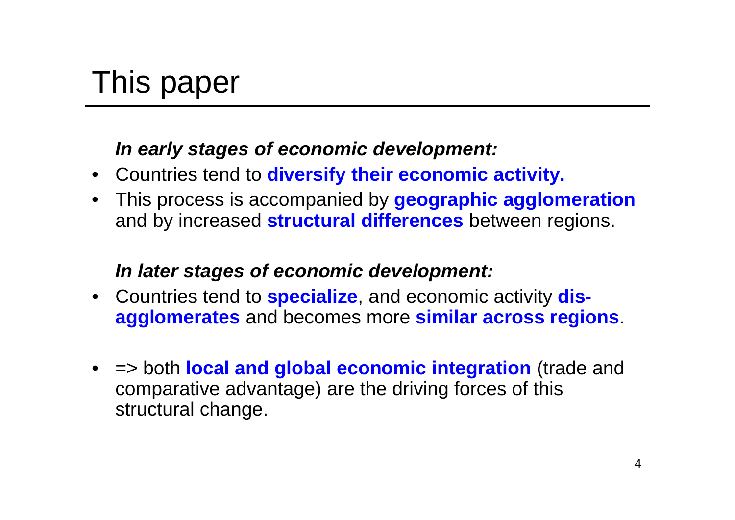# This paper

***In early stages of economic development:***

- Countries tend to **diversify their economic activity.**
- This process is accompanied by **geographic agglomeration** and by increased **structural differences** between regions.

***In later stages of economic development:***

- Countries tend to **specialize**, and economic activity **dis-agglomerates** and becomes more **similar across regions**.

- => both **local and global economic integration** (trade and comparative advantage) are the driving forces of this structural change.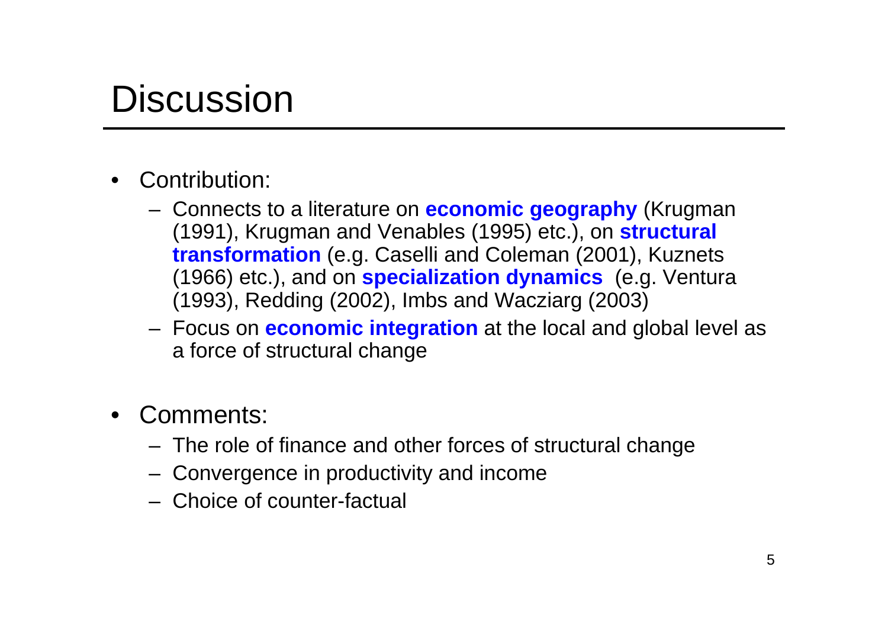# Discussion

- Contribution:
  - Connects to a literature on **economic geography** (Krugman (1991), Krugman and Venables (1995) etc.), on **structural transformation** (e.g. Caselli and Coleman (2001), Kuznets (1966) etc.), and on **specialization dynamics** (e.g. Ventura (1993), Redding (2002), Imbs and Wacziarg (2003)
  - Focus on **economic integration** at the local and global level as a force of structural change

- Comments:
  - The role of finance and other forces of structural change
  - Convergence in productivity and income
  - Choice of counter-factual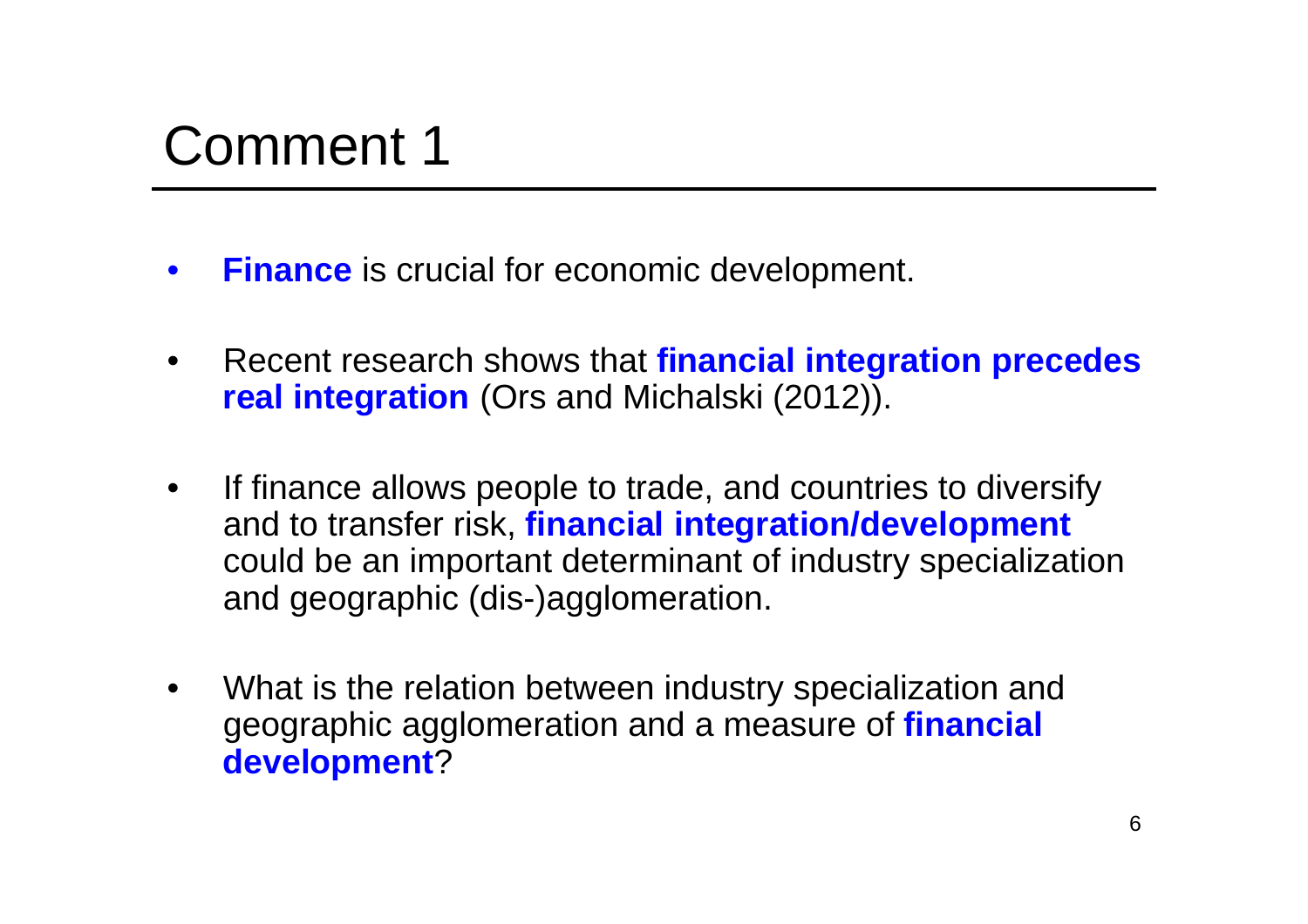# Comment 1

- **Finance** is crucial for economic development.

- Recent research shows that **financial integration precedes real integration** (Ors and Michalski (2012)).

- If finance allows people to trade, and countries to diversify and to transfer risk, **financial integration/development** could be an important determinant of industry specialization and geographic (dis-)agglomeration.

- What is the relation between industry specialization and geographic agglomeration and a measure of **financial development**?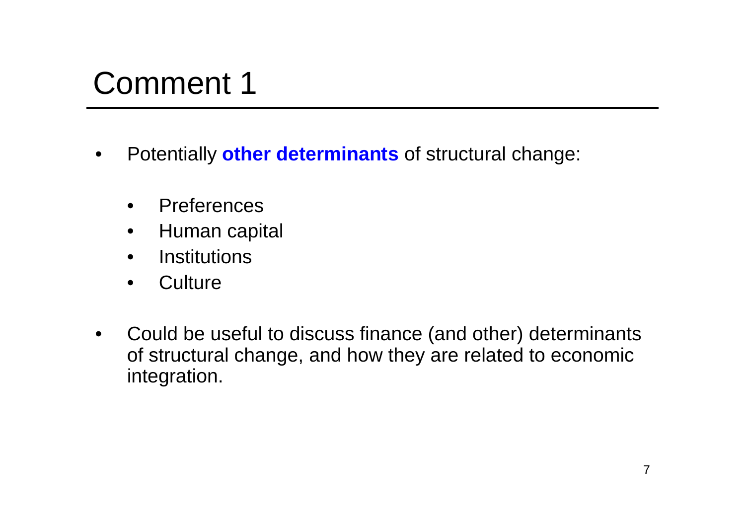# Comment 1

- Potentially **other determinants** of structural change:
  - Preferences
  - Human capital
  - Institutions
  - Culture
- Could be useful to discuss finance (and other) determinants of structural change, and how they are related to economic integration.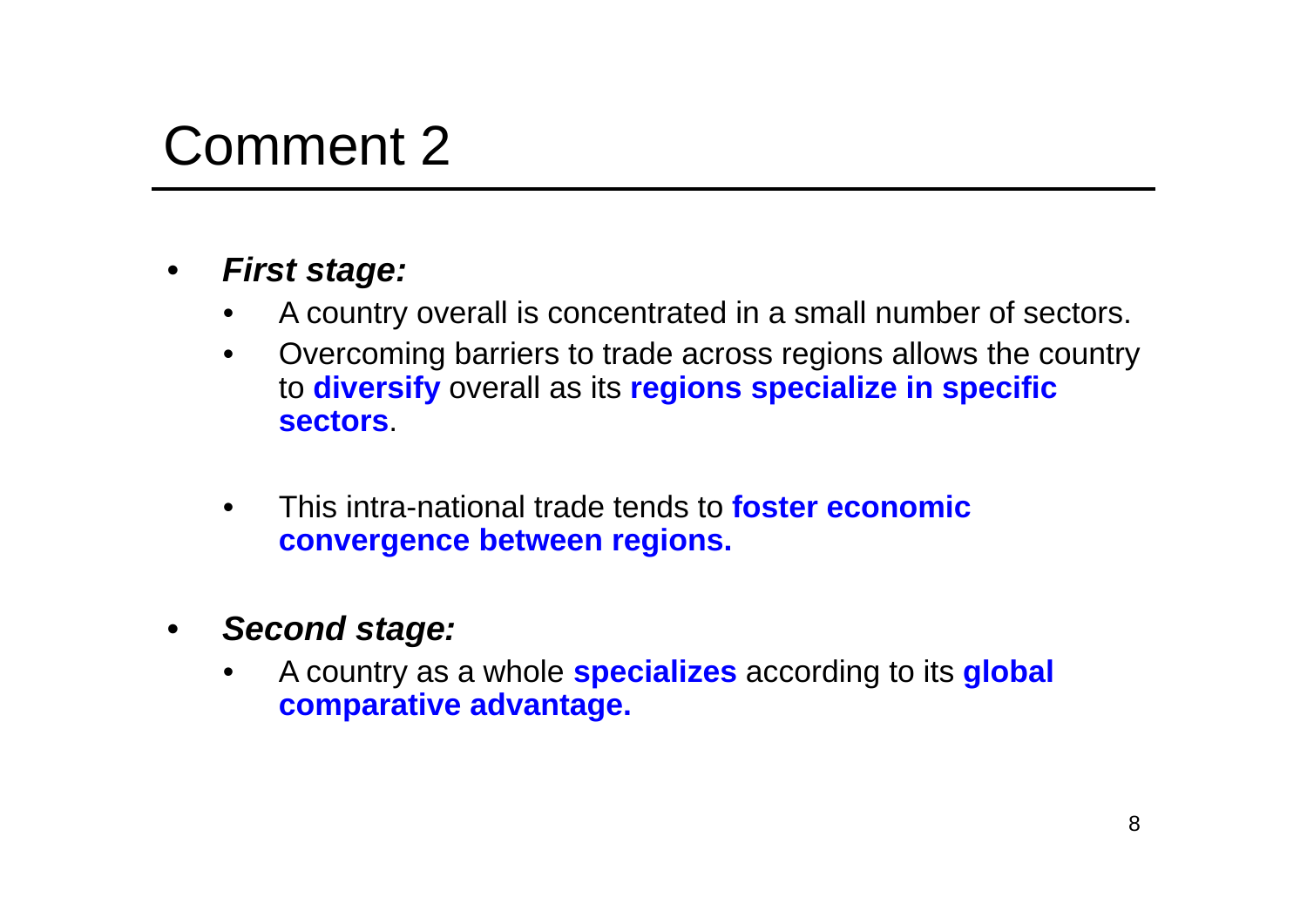# Comment 2

- ***First stage:***
  - A country overall is concentrated in a small number of sectors.
  - Overcoming barriers to trade across regions allows the country to **diversify** overall as its **regions specialize in specific sectors**.
  - This intra-national trade tends to **foster economic convergence between regions.**
- ***Second stage:***
  - A country as a whole **specializes** according to its **global comparative advantage.**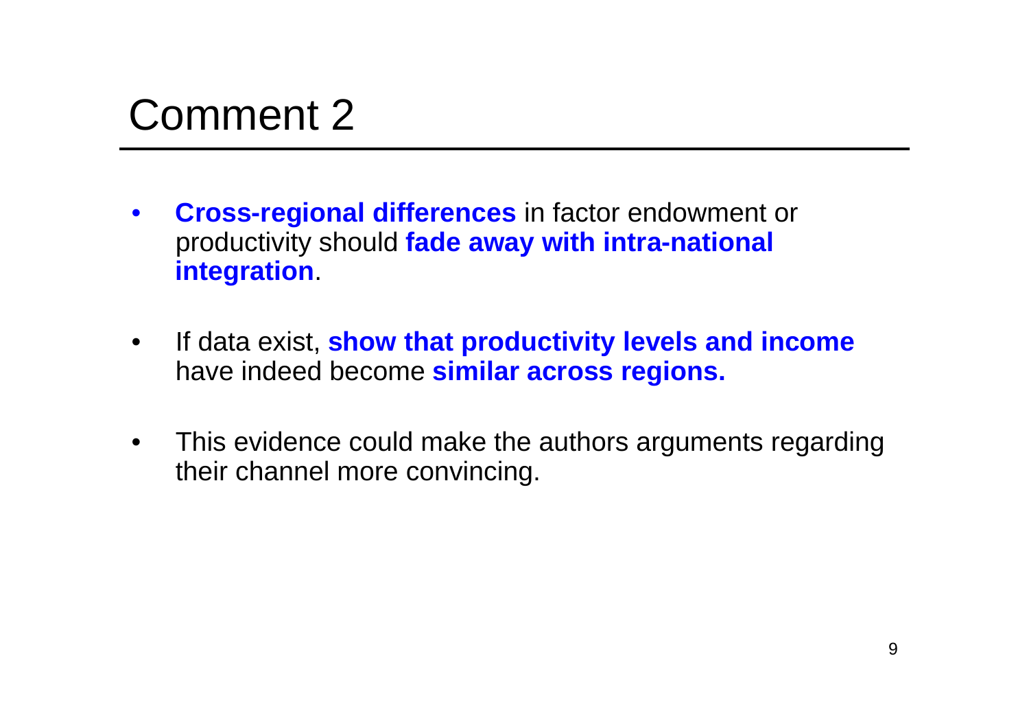# Comment 2

- **Cross-regional differences** in factor endowment or productivity should **fade away with intra-national integration**.

- If data exist, **show that productivity levels and income** have indeed become **similar across regions.**

- This evidence could make the authors arguments regarding their channel more convincing.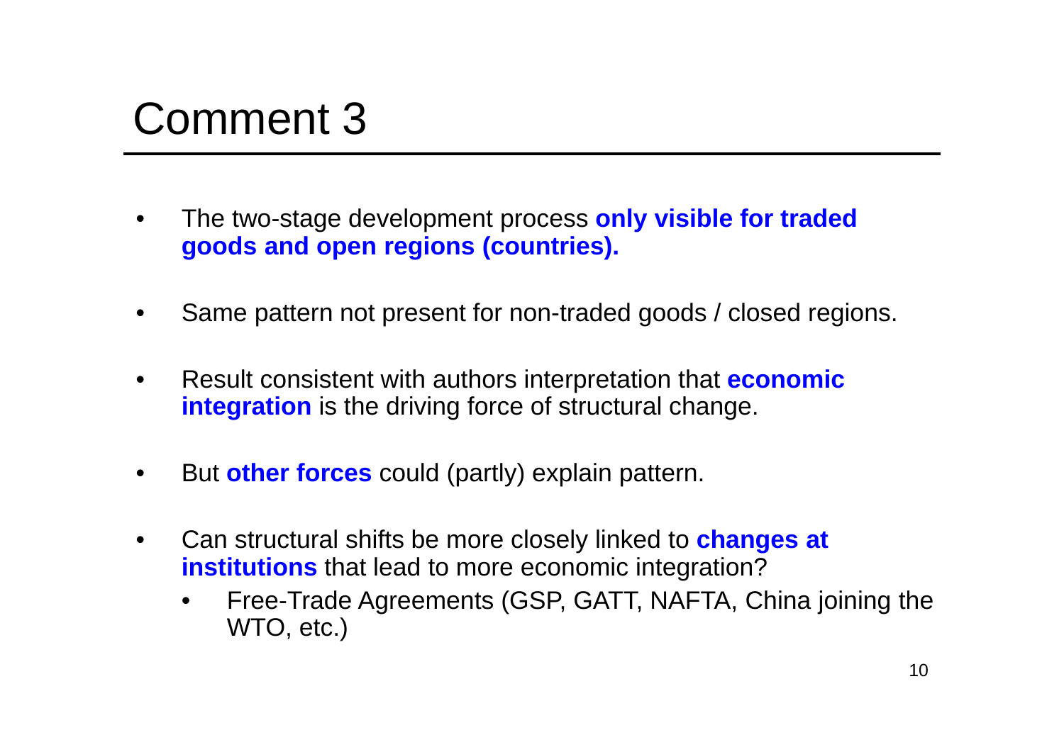# Comment 3

- The two-stage development process **only visible for traded goods and open regions (countries).**
- Same pattern not present for non-traded goods / closed regions.
- Result consistent with authors interpretation that **economic integration** is the driving force of structural change.
- But **other forces** could (partly) explain pattern.
- Can structural shifts be more closely linked to **changes at institutions** that lead to more economic integration?
  - Free-Trade Agreements (GSP, GATT, NAFTA, China joining the WTO, etc.)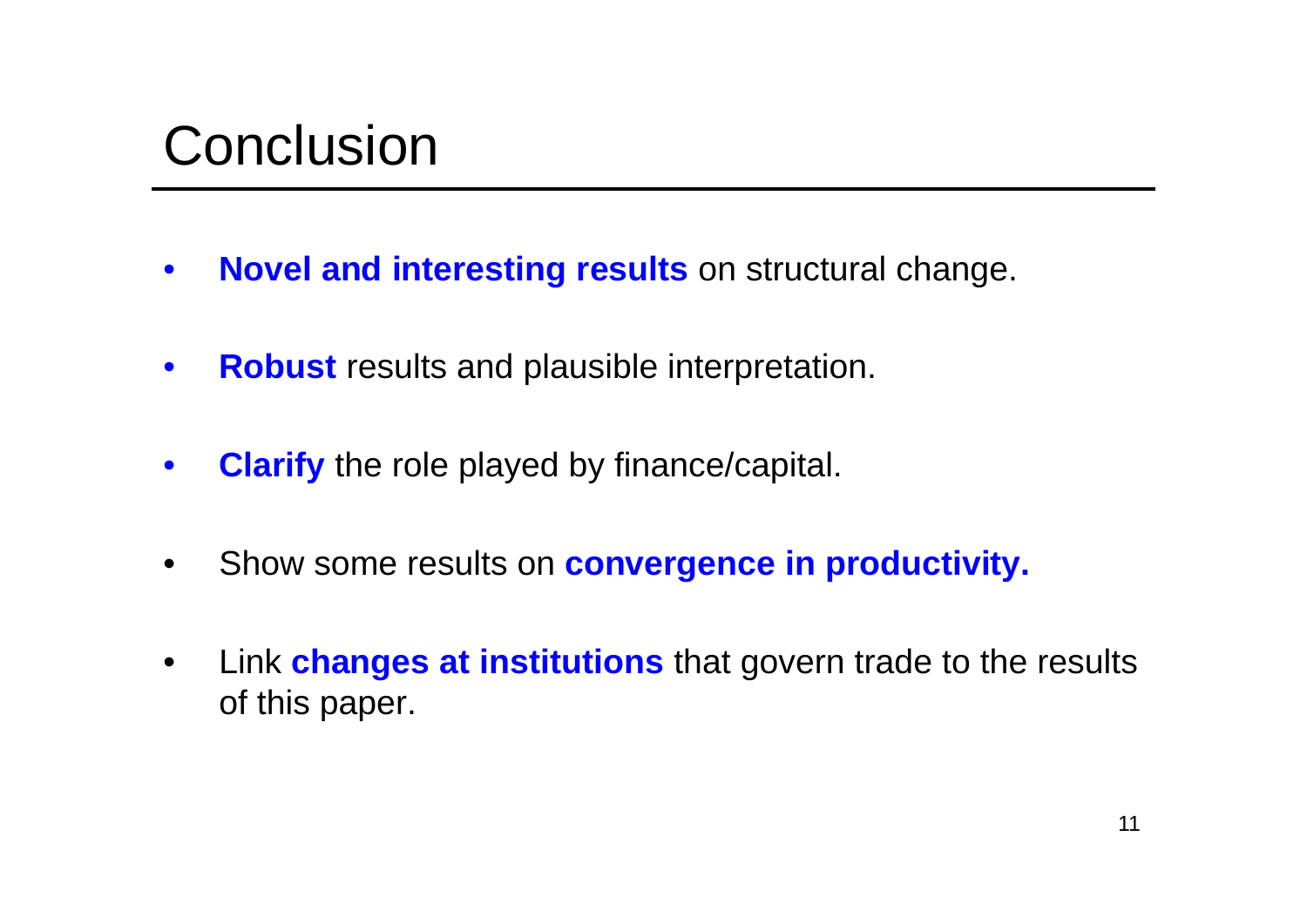# Conclusion

- **Novel and interesting results** on structural change.
- **Robust** results and plausible interpretation.
- **Clarify** the role played by finance/capital.
- Show some results on **convergence in productivity.**
- Link **changes at institutions** that govern trade to the results of this paper.